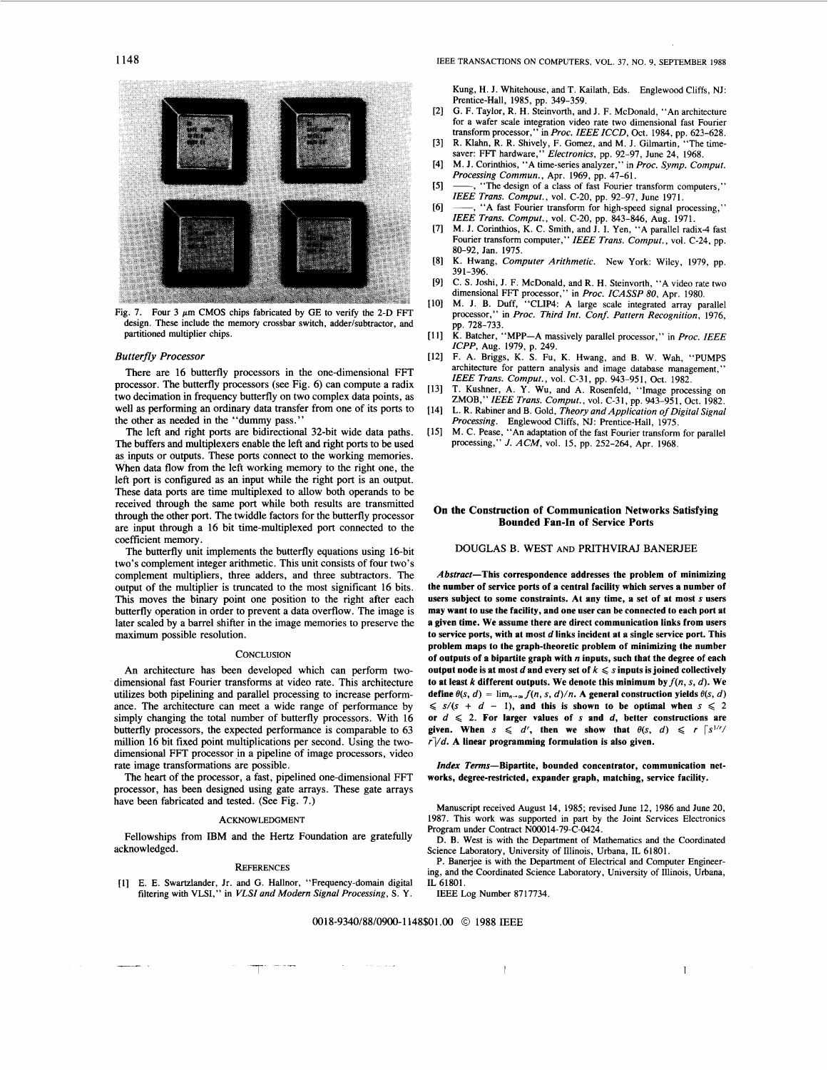Fig. 7. Four 3 μm CMOS chips fabricated by GE to verify the 2-D FFT design. These include the memory crossbar switch, adder/subtractor, and partitioned multiplier chips.

### Butterfly Processor

There are 16 butterfly processors in the one-dimensional FFT processor. The butterfly processors (see Fig. 6) can compute a radix two decimation in frequency butterfly on two complex data points, as well as performing an ordinary data transfer from one of its ports to the other as needed in the "dummy pass."

The left and right ports are bidirectional 32-bit wide data paths. The buffers and multiplexers enable the left and right ports to be used as inputs or outputs. These ports connect to the working memories. When data flow from the left working memory to the right one, the left port is configured as an input while the right port is an output. These data ports are time multiplexed to allow both operands to be received through the same port while both results are transmitted through the other port. The twiddle factors for the butterfly processor are input through a 16 bit time-multiplexed port connected to the coefficient memory.

The butterfly unit implements the butterfly equations using 16-bit two's complement integer arithmetic. This unit consists of four two's complement multipliers, three adders, and three subtractors. The output of the multiplier is truncated to the most significant 16 bits. This moves the binary point one position to the right after each butterfly operation in order to prevent a data overflow. The image is later scaled by a barrel shifter in the image memories to preserve the maximum possible resolution.

## Conclusion

An architecture has been developed which can perform two-dimensional fast Fourier transforms at video rate. This architecture utilizes both pipelining and parallel processing to increase performance. The architecture can meet a wide range of performance by simply changing the total number of butterfly processors. With 16 butterfly processors, the expected performance is comparable to 63 million 16 bit fixed point multiplications per second. Using the two-dimensional FFT processor in a pipeline of image processors, video rate image transformations are possible.

The heart of the processor, a fast, pipelined one-dimensional FFT processor, has been designed using gate arrays. These gate arrays have been fabricated and tested. (See Fig. 7.)

## Acknowledgment

Fellowships from IBM and the Hertz Foundation are gratefully acknowledged.

## References

[1] E. E. Swartzlander, Jr. and G. Hallnor, "Frequency-domain digital filtering with VLSI," in *VLSI and Modern Signal Processing*, S. Y. Kung, H. J. Whitehouse, and T. Kailath, Eds. Englewood Cliffs, NJ: Prentice-Hall, 1985, pp. 349–359.

[2] G. F. Taylor, R. H. Steinvorth, and J. F. McDonald, "An architecture for a wafer scale integration video rate two dimensional fast Fourier transform processor," in *Proc. IEEE ICCD*, Oct. 1984, pp. 623–628.

[3] R. Klahn, R. R. Shively, F. Gomez, and M. J. Gilmartin, "The time-saver: FFT hardware," *Electronics*, pp. 92–97, June 24, 1968.

[4] M. J. Corinthios, "A time-series analyzer," in *Proc. Symp. Comput. Processing Commun.*, Apr. 1969, pp. 47–61.

[5] ——, "The design of a class of fast Fourier transform computers," *IEEE Trans. Comput.*, vol. C-20, pp. 92–97, June 1971.

[6] ——, "A fast Fourier transform for high-speed signal processing," *IEEE Trans. Comput.*, vol. C-20, pp. 843–846, Aug. 1971.

[7] M. J. Corinthios, K. C. Smith, and J. I. Yen, "A parallel radix-4 fast Fourier transform computer," *IEEE Trans. Comput.*, vol. C-24, pp. 80–92, Jan. 1975.

[8] K. Hwang, *Computer Arithmetic*. New York: Wiley, 1979, pp. 391–396.

[9] C. S. Joshi, J. F. McDonald, and R. H. Steinvorth, "A video rate two dimensional FFT processor," in *Proc. ICASSP 80*, Apr. 1980.

[10] M. J. B. Duff, "CLIP4: A large scale integrated array parallel processor," in *Proc. Third Int. Conf. Pattern Recognition*, 1976, pp. 728–733.

[11] K. Batcher, "MPP—A massively parallel processor," in *Proc. IEEE ICPP*, Aug. 1979, p. 249.

[12] F. A. Briggs, K. S. Fu, K. Hwang, and B. W. Wah, "PUMPS architecture for pattern analysis and image database management," *IEEE Trans. Comput.*, vol. C-31, pp. 943–951, Oct. 1982.

[13] T. Kushner, A. Y. Wu, and A. Rosenfeld, "Image processing on ZMOB," *IEEE Trans. Comput.*, vol. C-31, pp. 943–951, Oct. 1982.

[14] L. R. Rabiner and B. Gold, *Theory and Application of Digital Signal Processing*. Englewood Cliffs, NJ: Prentice-Hall, 1975.

[15] M. C. Pease, "An adaptation of the fast Fourier transform for parallel processing," *J. ACM*, vol. 15, pp. 252–264, Apr. 1968.

# On the Construction of Communication Networks Satisfying Bounded Fan-In of Service Ports

DOUGLAS B. WEST AND PRITHVIRAJ BANERJEE

***Abstract*—This correspondence addresses the problem of minimizing the number of service ports of a central facility which serves a number of users subject to some constraints. At any time, a set of at most $s$ users may want to use the facility, and one user can be connected to each port at a given time. We assume there are direct communication links from users to service ports, with at most $d$ links incident at a single service port. This problem maps to the graph-theoretic problem of minimizing the number of outputs of a bipartite graph with $n$ inputs, such that the degree of each output node is at most $d$ and every set of $k \leqslant s$ inputs is joined collectively to at least $k$ different outputs. We denote this minimum by $f(n, s, d)$. We define $\theta(s, d) = \lim_{n\to\infty} f(n, s, d)/n$. A general construction yields $\theta(s, d) \leqslant s/(s + d - 1)$, and this is shown to be optimal when $s \leqslant 2$ or $d \leqslant 2$. For larger values of $s$ and $d$, better constructions are given. When $s \leqslant d^r$, then we show that $\theta(s, d) \leqslant r \lceil s^{1/r}/r \rceil / d$. A linear programming formulation is also given.**

***Index Terms*—Bipartite, bounded concentrator, communication networks, degree-restricted, expander graph, matching, service facility.**

Manuscript received August 14, 1985; revised June 12, 1986 and June 20, 1987. This work was supported in part by the Joint Services Electronics Program under Contract N00014-79-C-0424.

D. B. West is with the Department of Mathematics and the Coordinated Science Laboratory, University of Illinois, Urbana, IL 61801.

P. Banerjee is with the Department of Electrical and Computer Engineering, and the Coordinated Science Laboratory, University of Illinois, Urbana, IL 61801.

IEEE Log Number 8717734.

0018-9340/88/0900-1148$01.00 © 1988 IEEE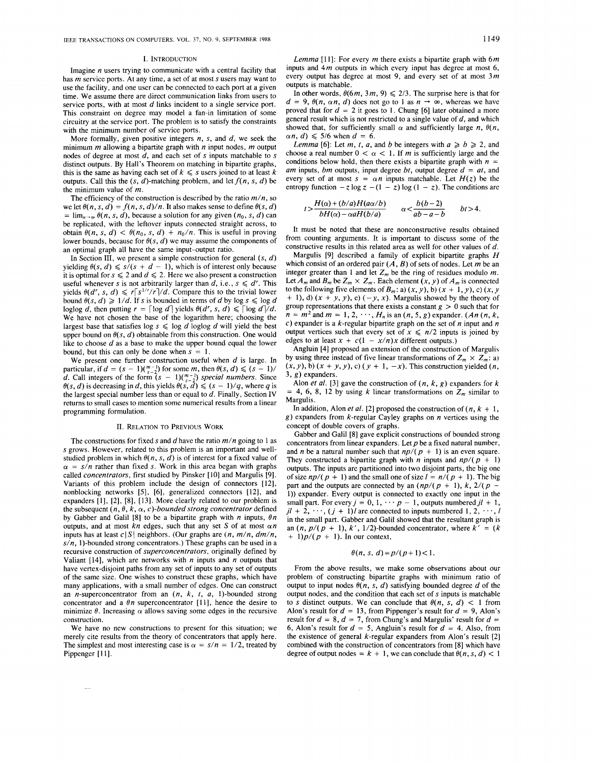## I. Introduction

Imagine $n$ users trying to communicate with a central facility that has $m$ service ports. At any time, a set of at most $s$ users may want to use the facility, and one user can be connected to each port at a given time. We assume there are direct communication links from users to service ports, with at most $d$ links incident to a single service port. This constraint on degree may model a fan-in limitation of some circuitry at the service port. The problem is to satisfy the constraints with the minimum number of service ports.

More formally, given positive integers $n$, $s$, and $d$, we seek the minimum $m$ allowing a bipartite graph with $n$ input nodes, $m$ output nodes of degree at most $d$, and each set of $s$ inputs matchable to $s$ distinct outputs. By Hall's Theorem on matching in bipartite graphs, this is the same as having each set of $k \leqslant s$ users joined to at least $k$ outputs. Call this the $(s, d)$-matching problem, and let $f(n, s, d)$ be the minimum value of $m$.

The efficiency of the construction is described by the ratio $m/n$, so we let $\theta(n, s, d) = f(n, s, d)/n$. It also makes sense to define $\theta(s, d) = \lim_{n\to\infty} \theta(n, s, d)$, because a solution for any given $(n_0, s, d)$ can be replicated, with the leftover inputs connected straight across, to obtain $\theta(n, s, d) < \theta(n_0, s, d) + n_0/n$. This is useful in proving lower bounds, because for $\theta(s, d)$ we may assume the components of an optimal graph all have the same input–output ratio.

In Section III, we present a simple construction for general $(s, d)$ yielding $\theta(s, d) \leqslant s/(s + d - 1)$, which is of interest only because it is optimal for $s \leqslant 2$ and $d \leqslant 2$. Here we also present a construction useful whenever $s$ is not arbitrarily larger than $d$, i.e., $s \leqslant d^r$. This yields $\theta(d^r, s, d) \leqslant r\lceil s^{1/r}/r\rceil/d$. Compare this to the trivial lower bound $\theta(s, d) \geqslant 1/d$. If $s$ is bounded in terms of $d$ by $\log s \leqslant \log d$ loglog $d$, then putting $r = \lceil \log d \rceil$ yields $\theta(d^r, s, d) \leqslant \lceil \log d \rceil /d$. We have not chosen the base of the logarithm here; choosing the largest base that satisfies $\log s \leqslant \log d$ loglog $d$ will yield the best upper bound on $\theta(s, d)$ obtainable from this construction. One would like to choose $d$ as a base to make the upper bound equal the lower bound, but this can only be done when $s = 1$.

We present one further construction useful when $d$ is large. In particular, if $d = (s-1)\binom{m-1}{s-2}$ for some $m$, then $\theta(s, d) \leqslant (s-1)/d$. Call integers of the form $(s-1)\binom{m-1}{s-2}$ *special numbers*. Since $\theta(s, d)$ is decreasing in $d$, this yields $\theta(s, d) \leqslant (s-1)/q$, where $q$ is the largest special number less than or equal to $d$. Finally, Section IV returns to small cases to mention some numerical results from a linear programming formulation.

## II. Relation to Previous Work

The constructions for fixed $s$ and $d$ have the ratio $m/n$ going to 1 as $s$ grows. However, related to this problem is an important and well-studied problem in which $\theta(n, s, d)$ is of interest for a fixed value of $\alpha = s/n$ rather than fixed $s$. Work in this area began with graphs called *concentrators*, first studied by Pinsker [10] and Margulis [9]. Variants of this problem include the design of connectors [12], nonblocking networks [5], [6], generalized connectors [12], and expanders [1], [2], [8], [13]. More clearly related to our problem is the subsequent $(n, \theta, k, \alpha, c)$*-bounded strong concentrator* defined by Gabber and Galil [8] to be a bipartite graph with $n$ inputs, $\theta n$ outputs, and at most $kn$ edges, such that any set $S$ of at most $\alpha n$ inputs has at least $c|S|$ neighbors. (Our graphs are $(n, m/n, dm/n, s/n, 1)$-bounded strong concentrators.) These graphs can be used in a recursive construction of *superconcentrators*, originally defined by Valiant [14], which are networks with $n$ inputs and $n$ outputs that have vertex-disjoint paths from any set of inputs to any set of outputs of the same size. One wishes to construct these graphs, which have many applications, with a small number of edges. One can construct an $n$-superconcentrator from an $(n, k, t, a, 1)$-bounded strong concentrator and a $\theta n$ superconcentrator [11], hence the desire to minimize $\theta$. Increasing $\alpha$ allows saving some edges in the recursive construction.

We have no new constructions to present for this situation; we merely cite results from the theory of concentrators that apply here. The simplest and most interesting case is $\alpha = s/n = 1/2$, treated by Pippenger [11].

*Lemma* [11]: For every $m$ there exists a bipartite graph with $6m$ inputs and $4m$ outputs in which every input has degree at most 6, every output has degree at most 9, and every set of at most $3m$ outputs is matchable.

In other words, $\theta(6m, 3m, 9) \leqslant 2/3$. The surprise here is that for $d = 9$, $\theta(n, \alpha n, d)$ does not go to 1 as $n \to \infty$, whereas we have proved that for $d = 2$ it goes to 1. Chung [6] later obtained a more general result which is not restricted to a single value of $d$, and which showed that, for sufficiently small $\alpha$ and sufficiently large $n$, $\theta(n, \alpha n, d) \leqslant 5/6$ when $d = 6$.

*Lemma* [6]: Let $m$, $t$, $a$, and $b$ be integers with $a \geqslant b \geqslant 2$, and choose a real number $0 < \alpha < 1$. If $m$ is sufficiently large and the conditions below hold, then there exists a bipartite graph with $n = am$ inputs, $bm$ outputs, input degree $bt$, output degree $d = at$, and every set of at most $s = \alpha n$ inputs matchable. Let $H(z)$ be the entropy function $-z \log z - (1 - z) \log (1 - z)$. The conditions are

$$t > \frac{H(\alpha) + (b/a)H(a\alpha/b)}{bH(\alpha) - \alpha a H(b/a)} \qquad \alpha < \frac{b(b-2)}{ab-a-b} \qquad bt > 4.$$

It must be noted that these are nonconstructive results obtained from counting arguments. It is important to discuss some of the constructive results in this related area as well for other values of $d$.

Margulis [9] described a family of explicit bipartite graphs $H$ which consist of an ordered pair $(A, B)$ of sets of nodes. Let $m$ be an integer greater than 1 and let $Z_m$ be the ring of residues modulo $m$. Let $A_m$ and $B_m$ be $Z_m \times Z_m$. Each element $(x, y)$ of $A_m$ is connected to the following five elements of $B_m$: a) $(x, y)$, b) $(x + 1, y)$, c) $(x, y + 1)$, d) $(x + y, y)$, e) $(-y, x)$. Margulis showed by the theory of group representations that there exists a constant $g > 0$ such that for $n = m^2$ and $m = 1, 2, \cdots, H_n$ is an $(n, 5, g)$ expander. ($An$ $(n, k, c)$ expander is a $k$-regular bipartite graph on the set of $n$ input and $n$ output vertices such that every set of $x \leqslant n/2$ inputs is joined by edges to at least $x + c(1 - x/n)x$ different outputs.)

Angluin [4] proposed an extension of the construction of Margulis by using three instead of five linear transformations of $Z_m \times Z_m$: a) $(x, y)$, b) $(x + y, y)$, c) $(y + 1, -x)$. This construction yielded $(n, 3, g)$ expanders.

Alon *et al.* [3] gave the construction of $(n, k, g)$ expanders for $k = 4, 6, 8, 12$ by using $k$ linear transformations on $Z_m$ similar to Margulis.

In addition, Alon *et al.* [2] proposed the construction of $(n, k + 1, g)$ expanders from $k$-regular Cayley graphs on $n$ vertices using the concept of double covers of graphs.

Gabber and Galil [8] gave explicit constructions of bounded strong concentrators from linear expanders. Let $p$ be a fixed natural number, and $n$ be a natural number such that $np/(p + 1)$ is an even square. They constructed a bipartite graph with $n$ inputs and $np/(p + 1)$ outputs. The inputs are partitioned into two disjoint parts, the big one of size $np/(p + 1)$ and the small one of size $l = n/(p + 1)$. The big part and the outputs are connected by an $(np/(p + 1), k, 2/(p - 1))$ expander. Every output is connected to exactly one input in the small part. For every $j = 0, 1, \cdots p - 1$, outputs numbered $jl + 1, jl + 2, \cdots, (j + 1)l$ are connected to inputs numbered $1, 2, \cdots, l$ in the small part. Gabber and Galil showed that the resultant graph is an $(n, p/(p + 1), k', 1/2)$-bounded concentrator, where $k' = (k + 1)p/(p + 1)$. In our context,

$$\theta(n, s, d) = p/(p+1) < 1.$$

From the above results, we make some observations about our problem of constructing bipartite graphs with minimum ratio of output to input nodes $\theta(n, s, d)$ satisfying bounded degree $d$ of the output nodes, and the condition that each set of $s$ inputs is matchable to $s$ distinct outputs. We can conclude that $\theta(n, s, d) < 1$ from Alon's result for $d = 13$, from Pippenger's result for $d = 9$, Alon's result for $d = 8$, $d = 7$, from Chung's and Margulis' result for $d = 6$, Alon's result for $d = 5$, Angluin's result for $d = 4$. Also, from the existence of general $k$-regular expanders from Alon's result [2] combined with the construction of concentrators from [8] which have degree of output nodes $= k + 1$, we can conclude that $\theta(n, s, d) < 1$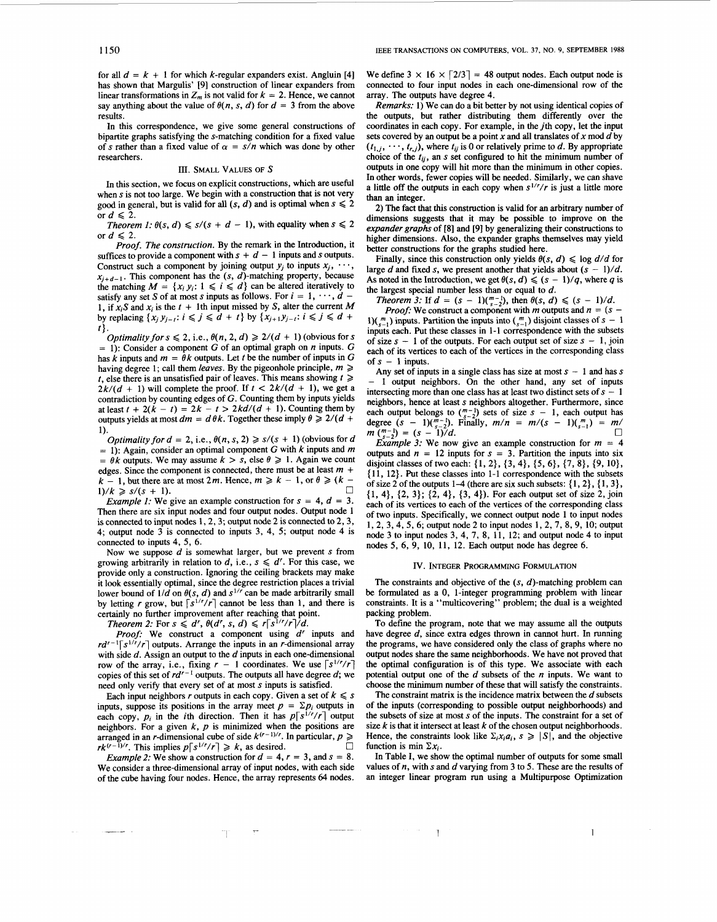for all $d = k + 1$ for which $k$-regular expanders exist. Angluin [4] has shown that Margulis' [9] construction of linear expanders from linear transformations in $Z_m$ is not valid for $k = 2$. Hence, we cannot say anything about the value of $\theta(n, s, d)$ for $d = 3$ from the above results.

In this correspondence, we give some general constructions of bipartite graphs satisfying the $s$-matching condition for a fixed value of $s$ rather than a fixed value of $\alpha = s/n$ which was done by other researchers.

## III. Small Values of $S$

In this section, we focus on explicit constructions, which are useful when $s$ is not too large. We begin with a construction that is not very good in general, but is valid for all $(s, d)$ and is optimal when $s \leq 2$ or $d \leq 2$.

*Theorem 1:* $\theta(s, d) \leq s/(s + d - 1)$, with equality when $s \leq 2$ or $d \leq 2$.

*Proof. The construction.* By the remark in the Introduction, it suffices to provide a component with $s + d - 1$ inputs and $s$ outputs. Construct such a component by joining output $y_j$ to inputs $x_j, \cdots, x_{j+d-1}$. This component has the $(s, d)$-matching property, because the matching $M = \{x_i y_i: 1 \leq i \leq d\}$ can be altered iteratively to satisfy any set $S$ of at most $s$ inputs as follows. For $i = 1, \cdots, d - 1$, if $x_i S$ and $x_i$ is the $t + 1$th input missed by $S$, alter the current $M$ by replacing $\{x_j y_{j-t}: i \leq j \leq d + t\}$ by $\{x_{j+1} y_{j-t}: i \leq j \leq d + t\}$.

*Optimality for $s \leq 2$, i.e., $\theta(n, 2, d) \geq 2/(d + 1)$* (obvious for $s = 1$): Consider a component $G$ of an optimal graph on $n$ inputs. $G$ has $k$ inputs and $m = \theta k$ outputs. Let $t$ be the number of inputs in $G$ having degree 1; call them *leaves*. By the pigeonhole principle, $m \geq t$, else there is an unsatisfied pair of leaves. This means showing $t \geq 2k/(d + 1)$ will complete the proof. If $t < 2k/(d + 1)$, we get a contradiction by counting edges of $G$. Counting them by inputs yields at least $t + 2(k - t) = 2k - t > 2kd/(d + 1)$. Counting them by outputs yields at most $dm = d\theta k$. Together these imply $\theta \geq 2/(d + 1)$.

*Optimality for $d = 2$, i.e., $\theta(n, s, 2) \geq s/(s + 1)$* (obvious for $d = 1$): Again, consider an optimal component $G$ with $k$ inputs and $m = \theta k$ outputs. We may assume $k > s$, else $\theta \geq 1$. Again we count edges. Since the component is connected, there must be at least $m + k - 1$, but there are at most $2m$. Hence, $m \geq k - 1$, or $\theta \geq (k - 1)/k \geq s/(s + 1)$. $\square$

*Example 1:* We give an example construction for $s = 4$, $d = 3$. Then there are six input nodes and four output nodes. Output node 1 is connected to input nodes 1, 2, 3; output node 2 is connected to 2, 3, 4; output node 3 is connected to inputs 3, 4, 5; output node 4 is connected to inputs 4, 5, 6.

Now we suppose $d$ is somewhat larger, but we prevent $s$ from growing arbitrarily in relation to $d$, i.e., $s \leq d^r$. For this case, we provide only a construction. Ignoring the ceiling brackets may make it look essentially optimal, since the degree restriction places a trivial lower bound of $1/d$ on $\theta(s, d)$ and $s^{1/r}$ can be made arbitrarily small by letting $r$ grow, but $\lceil s^{1/r}/r \rceil$ cannot be less than 1, and there is certainly no further improvement after reaching that point.

*Theorem 2:* For $s \leq d^r$, $\theta(d^r, s, d) \leq r\lceil s^{1/r}/r \rceil/d$.

*Proof:* We construct a component using $d^r$ inputs and $rd^{r-1}\lceil s^{1/r}/r \rceil$ outputs. Arrange the inputs in an $r$-dimensional array with side $d$. Assign an output to the $d$ inputs in each one-dimensional row of the array, i.e., fixing $r - 1$ coordinates. We use $\lceil s^{1/r}/r \rceil$ copies of this set of $rd^{r-1}$ outputs. The outputs all have degree $d$; we need only verify that every set of at most $s$ inputs is satisfied.

Each input neighbors $r$ outputs in each copy. Given a set of $k \leq s$ inputs, suppose its positions in the array meet $p = \Sigma p_i$ outputs in each copy, $p_i$ in the $i$th direction. Then it has $p\lceil s^{1/r}/r \rceil$ output neighbors. For a given $k$, $p$ is minimized when the positions are arranged in an $r$-dimensional cube of side $k^{(r-1)/r}$. In particular, $p \geq rk^{(r-1)/r}$. This implies $p\lceil s^{1/r}/r \rceil \geq k$, as desired. $\square$

*Example 2:* We show a construction for $d = 4$, $r = 3$, and $s = 8$. We consider a three-dimensional array of input nodes, with each side of the cube having four nodes. Hence, the array represents 64 nodes. We define $3 \times 16 \times \lceil 2/3 \rceil = 48$ output nodes. Each output node is connected to four input nodes in each one-dimensional row of the array. The outputs have degree 4.

*Remarks:* 1) We can do a bit better by not using identical copies of the outputs, but rather distributing them differently over the coordinates in each copy. For example, in the $j$th copy, let the input sets covered by an output be a point $x$ and all translates of $x$ mod $d$ by $(t_{1,j}, \cdots, t_{r,j})$, where $t_{ij}$ is 0 or relatively prime to $d$. By appropriate choice of the $t_{ij}$, an $s$ set configured to hit the minimum number of outputs in one copy will hit more than the minimum in other copies. In other words, fewer copies will be needed. Similarly, we can shave a little off the outputs in each copy when $s^{1/r}/r$ is just a little more than an integer.

2) The fact that this construction is valid for an arbitrary number of dimensions suggests that it may be possible to improve on the *expander graphs* of [8] and [9] by generalizing their constructions to higher dimensions. Also, the expander graphs themselves may yield better constructions for the graphs studied here.

Finally, since this construction only yields $\theta(s, d) \leq \log d/d$ for large $d$ and fixed $s$, we present another that yields about $(s - 1)/d$. As noted in the Introduction, we get $\theta(s, d) \leq (s - 1)/q$, where $q$ is the largest special number less than or equal to $d$.

*Theorem 3:* If $d = (s - 1)\binom{m-1}{s-2}$, then $\theta(s, d) \leq (s - 1)/d$.

*Proof:* We construct a component with $m$ outputs and $n = (s - 1)\binom{m}{s-1}$ inputs. Partition the inputs into $\binom{m}{s-1}$ disjoint classes of $s - 1$ inputs each. Put these classes in 1-1 correspondence with the subsets of size $s - 1$ of the outputs. For each output set of size $s - 1$, join each of its vertices to each of the vertices in the corresponding class of $s - 1$ inputs.

Any set of inputs in a single class has size at most $s - 1$ and has $s - 1$ output neighbors. On the other hand, any set of inputs intersecting more than one class has at least two distinct sets of $s - 1$ neighbors, hence at least $s$ neighbors altogether. Furthermore, since each output belongs to $\binom{m-1}{s-2}$ sets of size $s - 1$, each output has degree $(s - 1)\binom{m-1}{s-2}$. Finally, $m/n = m/(s - 1)\binom{m}{s-1} = m/m\binom{m-1}{s-2} = (s - 1)/d$. $\square$

*Example 3:* We now give an example construction for $m = 4$ outputs and $n = 12$ inputs for $s = 3$. Partition the inputs into six disjoint classes of two each: {1, 2}, {3, 4}, {5, 6}, {7, 8}, {9, 10}, {11, 12}. Put these classes into 1-1 correspondence with the subsets of size 2 of the outputs 1–4 (there are six such subsets: {1, 2}, {1, 3}, {1, 4}, {2, 3}; {2, 4}, {3, 4}). For each output set of size 2, join each of its vertices to each of the vertices of the corresponding class of two inputs. Specifically, we connect output node 1 to input nodes 1, 2, 3, 4, 5, 6; output node 2 to input nodes 1, 2, 7, 8, 9, 10; output node 3 to input nodes 3, 4, 7, 8, 11, 12; and output node 4 to input nodes 5, 6, 9, 10, 11, 12. Each output node has degree 6.

## IV. Integer Programming Formulation

The constraints and objective of the $(s, d)$-matching problem can be formulated as a 0, 1-integer programming problem with linear constraints. It is a "multicovering" problem; the dual is a weighted packing problem.

To define the program, note that we may assume all the outputs have degree $d$, since extra edges thrown in cannot hurt. In running the programs, we have considered only the class of graphs where no output nodes share the same neighborhoods. We have not proved that the optimal configuration is of this type. We associate with each potential output one of the $d$ subsets of the $n$ inputs. We want to choose the minimum number of these that will satisfy the constraints.

The constraint matrix is the incidence matrix between the $d$ subsets of the inputs (corresponding to possible output neighborhoods) and the subsets of size at most $s$ of the inputs. The constraint for a set of size $k$ is that it intersect at least $k$ of the chosen output neighborhoods. Hence, the constraints look like $\Sigma_i x_i a_i$, $s \geq |S|$, and the objective function is min $\Sigma x_i$.

In Table I, we show the optimal number of outputs for some small values of $n$, with $s$ and $d$ varying from 3 to 5. These are the results of an integer linear program run using a Multipurpose Optimization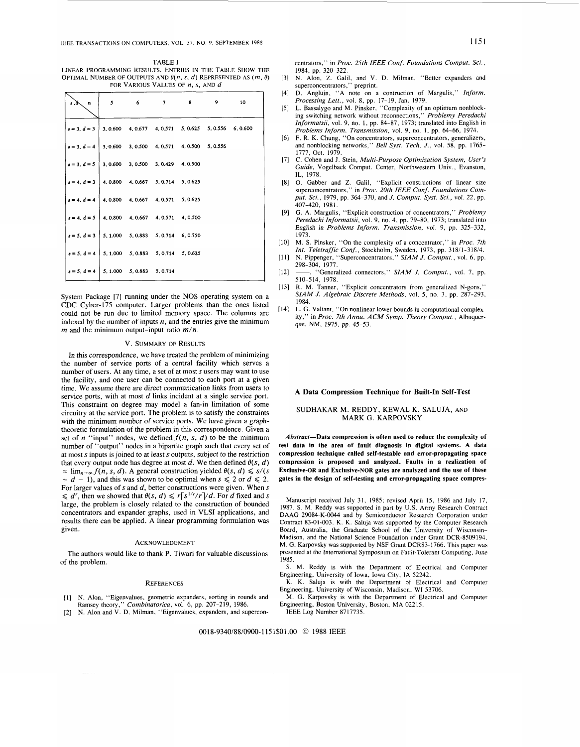TABLE I
LINEAR PROGRAMMING RESULTS. ENTRIES IN THE TABLE SHOW THE OPTIMAL NUMBER OF OUTPUTS AND $\theta(n, s, d)$ REPRESENTED AS $(m, \theta)$ FOR VARIOUS VALUES OF $n$, $s$, AND $d$

| $s, d$ \ $n$ | 5 | 6 | 7 | 8 | 9 | 10 |
|---|---|---|---|---|---|---|
| $s = 3, d = 3$ | 3, 0.600 | 4, 0.677 | 4, 0.571 | 5, 0.625 | 5, 0.556 | 6, 0.600 |
| $s = 3, d = 4$ | 3, 0.600 | 3, 0.500 | 4, 0.571 | 4, 0.500 | 5, 0.556 | |
| $s = 3, d = 5$ | 3, 0.600 | 3, 0.500 | 3, 0.429 | 4, 0.500 | | |
| $s = 4, d = 3$ | 4, 0.800 | 4, 0.667 | 5, 0.714 | 5, 0.625 | | |
| $s = 4, d = 4$ | 4, 0.800 | 4, 0.667 | 4, 0.571 | 5, 0.625 | | |
| $s = 4, d = 5$ | 4, 0.800 | 4, 0.667 | 4, 0.571 | 4, 0.500 | | |
| $s = 5, d = 3$ | 5, 1.000 | 5, 0.883 | 5, 0.714 | 6, 0.750 | | |
| $s = 5, d = 4$ | 5, 1.000 | 5, 0.883 | 5, 0.714 | 5, 0.625 | | |
| $s = 5, d = 4$ | 5, 1.000 | 5, 0.883 | 5, 0.714 | | | |

System Package [7] running under the NOS operating system on a CDC Cyber-175 computer. Larger problems than the ones listed could not be run due to limited memory space. The columns are indexed by the number of inputs $n$, and the entries give the minimum $m$ and the minimum output-input ratio $m/n$.

## V. SUMMARY OF RESULTS

In this correspondence, we have treated the problem of minimizing the number of service ports of a central facility which serves a number of users. At any time, a set of at most $s$ users may want to use the facility, and one user can be connected to each port at a given time. We assume there are direct communication links from users to service ports, with at most $d$ links incident at a single service port. This constraint on degree may model a fan-in limitation of some circuitry at the service port. The problem is to satisfy the constraints with the minimum number of service ports. We have given a graph-theoretic formulation of the problem in this correspondence. Given a set of $n$ "input" nodes, we defined $f(n, s, d)$ to be the minimum number of "output" nodes in a bipartite graph such that every set of at most $s$ inputs is joined to at least $s$ outputs, subject to the restriction that every output node has degree at most $d$. We then defined $\theta(s, d) = \lim_{n\to\infty} f(n, s, d)$. A general construction yielded $\theta(s, d) \leqslant s/(s + d - 1)$, and this was shown to be optimal when $s \leqslant 2$ or $d \leqslant 2$. For larger values of $s$ and $d$, better constructions were given. When $s \leqslant d^r$, then we showed that $\theta(s, d) \leqslant r\lceil s^{1/r}/r\rceil/d$. For $d$ fixed and $s$ large, the problem is closely related to the construction of bounded concentrators and expander graphs, used in VLSI applications, and results there can be applied. A linear programming formulation was given.

### ACKNOWLEDGMENT

The authors would like to thank P. Tiwari for valuable discussions of the problem.

### REFERENCES

[1] N. Alon, "Eigenvalues, geometric expanders, sorting in rounds and Ramsey theory," *Combinatorica*, vol. 6, pp. 207-219, 1986.

[2] N. Alon and V. D. Milman, "Eigenvalues, expanders, and superconcentrators," in *Proc. 25th IEEE Conf. Foundations Comput. Sci.*, 1984, pp. 320-322.

[3] N. Alon, Z. Galil, and V. D. Milman, "Better expanders and superconcentrators," preprint.

[4] D. Angluin, "A note on a contruction of Margulis," *Inform. Processing Lett.*, vol. 8, pp. 17-19, Jan. 1979.

[5] L. Bassalygo and M. Pinsker, "Complexity of an optimum nonblocking switching network without reconnections," *Problemy Peredachi Informatsii*, vol. 9, no. 1, pp. 84-87, 1973; translated into English in *Problems Inform. Transmission*, vol. 9, no. 1, pp. 64-66, 1974.

[6] F. R. K. Chung, "On concentrators, superconcentrators, generalizers, and nonblocking networks," *Bell Syst. Tech. J.*, vol. 58, pp. 1765-1777, Oct. 1979.

[7] C. Cohen and J. Stein, *Multi-Purpose Optimization System, User's Guide*, Vogelback Comput. Center, Northwestern Univ., Evanston, IL, 1978.

[8] O. Gabber and Z. Galil, "Explicit constructions of linear size superconcentrators," in *Proc. 20th IEEE Conf. Foundations Comput. Sci.*, 1979, pp. 364-370, and *J. Comput. Syst. Sci.*, vol. 22, pp. 407-420, 1981.

[9] G. A. Margulis, "Explicit construction of concentrators," *Problemy Peredachi Informatsii*, vol. 9, no. 4, pp. 79-80, 1973; translated into English in *Problems Inform. Transmission*, vol. 9, pp. 325-332, 1973.

[10] M. S. Pinsker, "On the complexity of a concentrator," in *Proc. 7th Int. Teletraffic Conf.*, Stockholm, Sweden, 1973, pp. 318/1-318/4.

[11] N. Pippenger, "Superconcentrators," *SIAM J. Comput.*, vol. 6, pp. 298-304, 1977.

[12] ——, "Generalized connectors," *SIAM J. Comput.*, vol. 7, pp. 510-514, 1978.

[13] R. M. Tanner, "Explicit concentrators from generalized N-gons," *SIAM J. Algebraic Discrete Methods*, vol. 5, no. 3, pp. 287-293, 1984.

[14] L. G. Valiant, "On nonlinear lower bounds in computational complexity," in *Proc. 7th Annu. ACM Symp. Theory Comput.*, Albuquerque, NM, 1975, pp. 45-53.

# A Data Compression Technique for Built-In Self-Test

SUDHAKAR M. REDDY, KEWAL K. SALUJA, AND MARK G. KARPOVSKY

***Abstract*—Data compression is often used to reduce the complexity of test data in the area of fault diagnosis in digital systems. A data compression technique called self-testable and error-propagating space compression is proposed and analyzed. Faults in a realization of Exclusive-OR and Exclusive-NOR gates are analyzed and the use of these gates in the design of self-testing and error-propagating space compres-**

Manuscript received July 31, 1985; revised April 15, 1986 and July 17, 1987. S. M. Reddy was supported in part by U.S. Army Research Contract DAAG 29084-K-0044 and by Semiconductor Research Corporation under Contract 83-01-003. K. K. Saluja was supported by the Computer Research Board, Australia, the Graduate School of the University of Wisconsin-Madison, and the National Science Foundation under Grant DCR-8509194. M. G. Karpovsky was supported by NSF Grant DCR83-1766. This paper was presented at the International Symposium on Fault-Tolerant Computing, June 1985.

S. M. Reddy is with the Department of Electrical and Computer Engineering, University of Iowa, Iowa City, IA 52242.

K. K. Saluja is with the Department of Electrical and Computer Engineering, University of Wisconsin, Madison, WI 53706.

M. G. Karpovsky is with the Department of Electrical and Computer Engineering, Boston University, Boston, MA 02215.

IEEE Log Number 8717735.

0018-9340/88/0900-1151$01.00 © 1988 IEEE